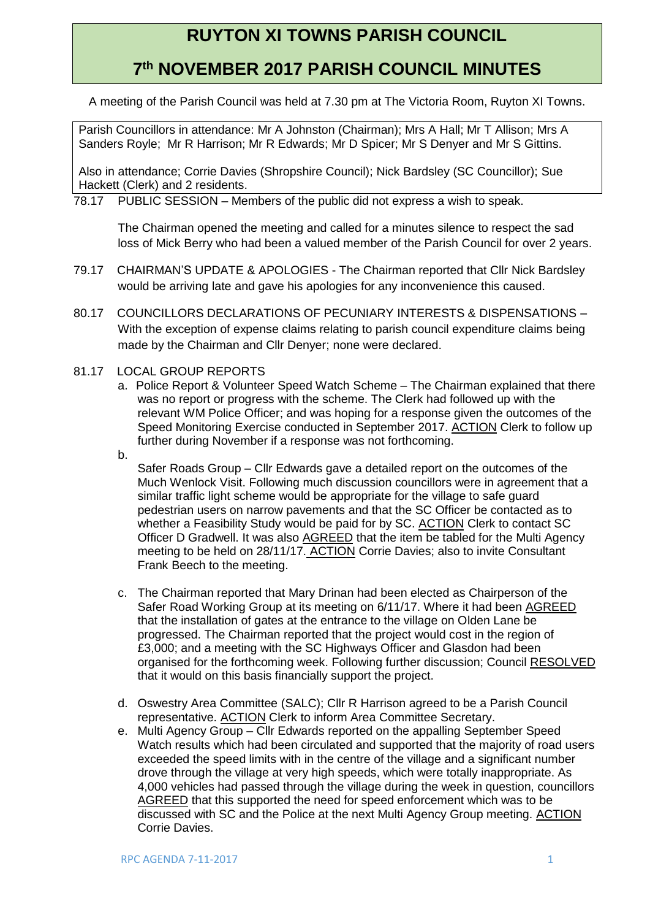# RUYTON XI TOWNS PARISH COUNCIL

# 7th NOVEMBER 2017 PARISH COUNCIL MINUTES

A meeting of the Parish Council was held at 7.30 pm at The Victoria Room, Ruyton XI Towns.

Parish Councillors in attendance: Mr A Johnston (Chairman); Mrs A Hall; Mr T Allison; Mrs A Sanders Royle; Mr R Harrison; Mr R Edwards; Mr D Spicer; Mr S Denyer and Mr S Gittins.

Also in attendance; Corrie Davies (Shropshire Council); Nick Bardsley (SC Councillor); Sue Hackett (Clerk) and 2 residents.

78.17 PUBLIC SESSION – Members of the public did not express a wish to speak.

The Chairman opened the meeting and called for a minutes silence to respect the sad loss of Mick Berry who had been a valued member of the Parish Council for over 2 years.

79.17 CHAIRMAN'S UPDATE & APOLOGIES - The Chairman reported that Cllr Nick Bardsley would be arriving late and gave his apologies for any inconvenience this caused.

80.17 COUNCILLORS DECLARATIONS OF PECUNIARY INTERESTS & DISPENSATIONS – With the exception of expense claims relating to parish council expenditure claims being made by the Chairman and Cllr Denyer; none were declared.

81.17 LOCAL GROUP REPORTS

a. Police Report & Volunteer Speed Watch Scheme – The Chairman explained that there was no report or progress with the scheme. The Clerk had followed up with the relevant WM Police Officer; and was hoping for a response given the outcomes of the Speed Monitoring Exercise conducted in September 2017. ACTION Clerk to follow up further during November if a response was not forthcoming.

b. Safer Roads Group – Cllr Edwards gave a detailed report on the outcomes of the Much Wenlock Visit. Following much discussion councillors were in agreement that a similar traffic light scheme would be appropriate for the village to safe guard pedestrian users on narrow pavements and that the SC Officer be contacted as to whether a Feasibility Study would be paid for by SC. ACTION Clerk to contact SC Officer D Gradwell. It was also AGREED that the item be tabled for the Multi Agency meeting to be held on 28/11/17. ACTION Corrie Davies; also to invite Consultant Frank Beech to the meeting.

c. The Chairman reported that Mary Drinan had been elected as Chairperson of the Safer Road Working Group at its meeting on 6/11/17. Where it had been AGREED that the installation of gates at the entrance to the village on Olden Lane be progressed. The Chairman reported that the project would cost in the region of £3,000; and a meeting with the SC Highways Officer and Glasdon had been organised for the forthcoming week. Following further discussion; Council RESOLVED that it would on this basis financially support the project.

d. Oswestry Area Committee (SALC); Cllr R Harrison agreed to be a Parish Council representative. ACTION Clerk to inform Area Committee Secretary.

e. Multi Agency Group – Cllr Edwards reported on the appalling September Speed Watch results which had been circulated and supported that the majority of road users exceeded the speed limits with in the centre of the village and a significant number drove through the village at very high speeds, which were totally inappropriate. As 4,000 vehicles had passed through the village during the week in question, councillors AGREED that this supported the need for speed enforcement which was to be discussed with SC and the Police at the next Multi Agency Group meeting. ACTION Corrie Davies.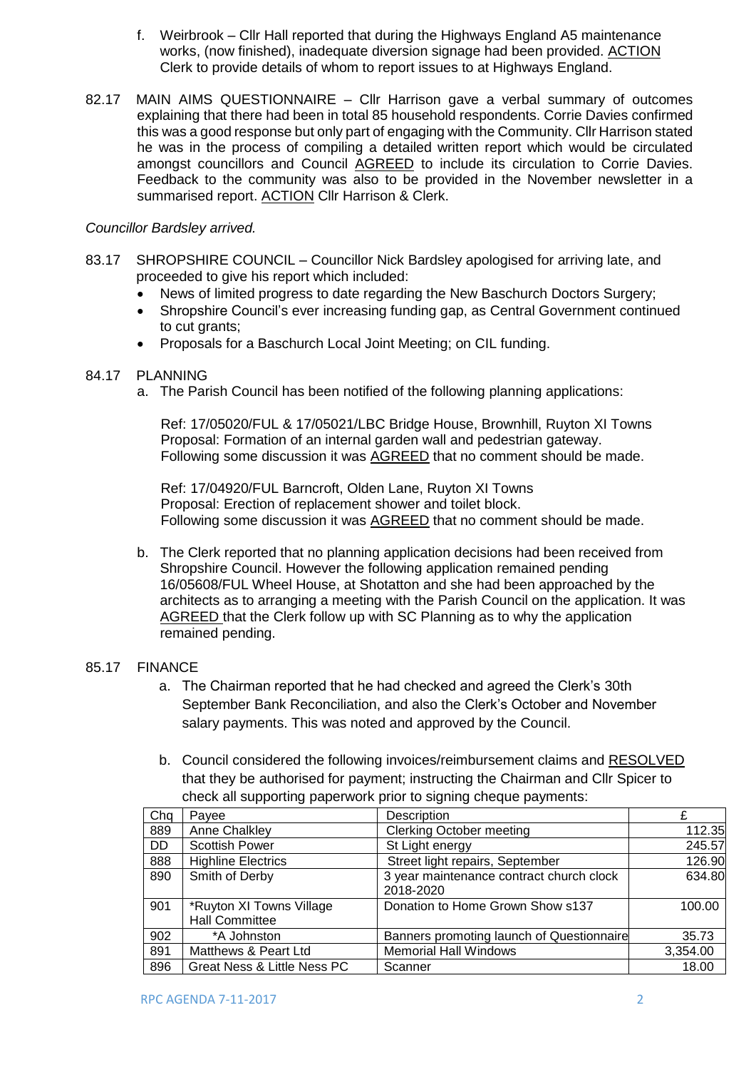f. Weirbrook – Cllr Hall reported that during the Highways England A5 maintenance works, (now finished), inadequate diversion signage had been provided. ACTION Clerk to provide details of whom to report issues to at Highways England.

82.17 MAIN AIMS QUESTIONNAIRE – Cllr Harrison gave a verbal summary of outcomes explaining that there had been in total 85 household respondents. Corrie Davies confirmed this was a good response but only part of engaging with the Community. Cllr Harrison stated he was in the process of compiling a detailed written report which would be circulated amongst councillors and Council AGREED to include its circulation to Corrie Davies. Feedback to the community was also to be provided in the November newsletter in a summarised report. ACTION Cllr Harrison & Clerk.

*Councillor Bardsley arrived.*

83.17 SHROPSHIRE COUNCIL – Councillor Nick Bardsley apologised for arriving late, and proceeded to give his report which included:

- News of limited progress to date regarding the New Baschurch Doctors Surgery;
- Shropshire Council's ever increasing funding gap, as Central Government continued to cut grants;
- Proposals for a Baschurch Local Joint Meeting; on CIL funding.

84.17 PLANNING

a. The Parish Council has been notified of the following planning applications:

Ref: 17/05020/FUL & 17/05021/LBC Bridge House, Brownhill, Ruyton XI Towns
Proposal: Formation of an internal garden wall and pedestrian gateway.
Following some discussion it was AGREED that no comment should be made.

Ref: 17/04920/FUL Barncroft, Olden Lane, Ruyton XI Towns
Proposal: Erection of replacement shower and toilet block.
Following some discussion it was AGREED that no comment should be made.

b. The Clerk reported that no planning application decisions had been received from Shropshire Council. However the following application remained pending 16/05608/FUL Wheel House, at Shotatton and she had been approached by the architects as to arranging a meeting with the Parish Council on the application. It was AGREED that the Clerk follow up with SC Planning as to why the application remained pending.

85.17 FINANCE

a. The Chairman reported that he had checked and agreed the Clerk's 30th September Bank Reconciliation, and also the Clerk's October and November salary payments. This was noted and approved by the Council.

b. Council considered the following invoices/reimbursement claims and RESOLVED that they be authorised for payment; instructing the Chairman and Cllr Spicer to check all supporting paperwork prior to signing cheque payments:

| Chq | Payee | Description | £ |
|---|---|---|---|
| 889 | Anne Chalkley | Clerking October meeting | 112.35 |
| DD | Scottish Power | St Light energy | 245.57 |
| 888 | Highline Electrics | Street light repairs, September | 126.90 |
| 890 | Smith of Derby | 3 year maintenance contract church clock 2018-2020 | 634.80 |
| 901 | *Ruyton XI Towns Village Hall Committee | Donation to Home Grown Show s137 | 100.00 |
| 902 | *A Johnston | Banners promoting launch of Questionnaire | 35.73 |
| 891 | Matthews & Peart Ltd | Memorial Hall Windows | 3,354.00 |
| 896 | Great Ness & Little Ness PC | Scanner | 18.00 |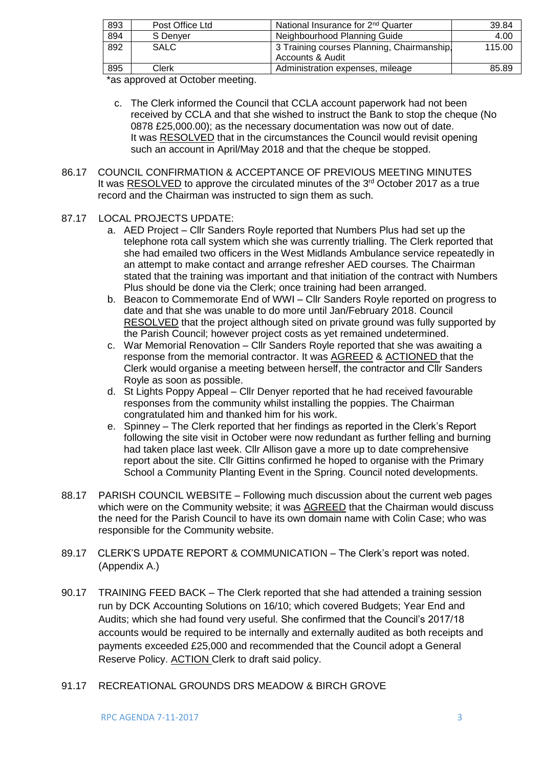| 893 | Post Office Ltd | National Insurance for 2nd Quarter | 39.84 |
|---|---|---|---|
| 894 | S Denyer | Neighbourhood Planning Guide | 4.00 |
| 892 | SALC | 3 Training courses Planning, Chairmanship, Accounts & Audit | 115.00 |
| 895 | Clerk | Administration expenses, mileage | 85.89 |

*as approved at October meeting.

c. The Clerk informed the Council that CCLA account paperwork had not been received by CCLA and that she wished to instruct the Bank to stop the cheque (No 0878 £25,000.00); as the necessary documentation was now out of date. It was RESOLVED that in the circumstances the Council would revisit opening such an account in April/May 2018 and that the cheque be stopped.

86.17 COUNCIL CONFIRMATION & ACCEPTANCE OF PREVIOUS MEETING MINUTES
It was RESOLVED to approve the circulated minutes of the 3rd October 2017 as a true record and the Chairman was instructed to sign them as such.

87.17 LOCAL PROJECTS UPDATE:

a. AED Project – Cllr Sanders Royle reported that Numbers Plus had set up the telephone rota call system which she was currently trialling. The Clerk reported that she had emailed two officers in the West Midlands Ambulance service repeatedly in an attempt to make contact and arrange refresher AED courses. The Chairman stated that the training was important and that initiation of the contract with Numbers Plus should be done via the Clerk; once training had been arranged.
b. Beacon to Commemorate End of WWI – Cllr Sanders Royle reported on progress to date and that she was unable to do more until Jan/February 2018. Council RESOLVED that the project although sited on private ground was fully supported by the Parish Council; however project costs as yet remained undetermined.
c. War Memorial Renovation – Cllr Sanders Royle reported that she was awaiting a response from the memorial contractor. It was AGREED & ACTIONED that the Clerk would organise a meeting between herself, the contractor and Cllr Sanders Royle as soon as possible.
d. St Lights Poppy Appeal – Cllr Denyer reported that he had received favourable responses from the community whilst installing the poppies. The Chairman congratulated him and thanked him for his work.
e. Spinney – The Clerk reported that her findings as reported in the Clerk's Report following the site visit in October were now redundant as further felling and burning had taken place last week. Cllr Allison gave a more up to date comprehensive report about the site. Cllr Gittins confirmed he hoped to organise with the Primary School a Community Planting Event in the Spring. Council noted developments.

88.17 PARISH COUNCIL WEBSITE – Following much discussion about the current web pages which were on the Community website; it was AGREED that the Chairman would discuss the need for the Parish Council to have its own domain name with Colin Case; who was responsible for the Community website.

89.17 CLERK'S UPDATE REPORT & COMMUNICATION – The Clerk's report was noted. (Appendix A.)

90.17 TRAINING FEED BACK – The Clerk reported that she had attended a training session run by DCK Accounting Solutions on 16/10; which covered Budgets; Year End and Audits; which she had found very useful. She confirmed that the Council's 2017/18 accounts would be required to be internally and externally audited as both receipts and payments exceeded £25,000 and recommended that the Council adopt a General Reserve Policy. ACTION Clerk to draft said policy.

91.17 RECREATIONAL GROUNDS DRS MEADOW & BIRCH GROVE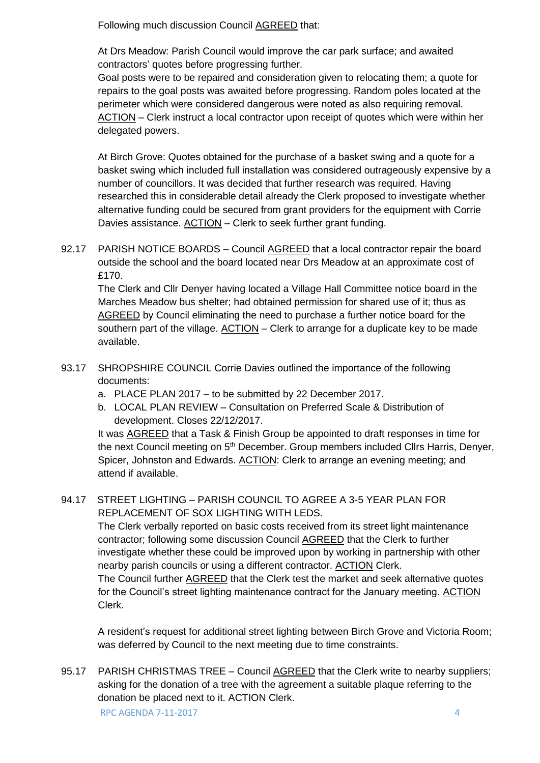Following much discussion Council AGREED that:

At Drs Meadow: Parish Council would improve the car park surface; and awaited contractors' quotes before progressing further.
Goal posts were to be repaired and consideration given to relocating them; a quote for repairs to the goal posts was awaited before progressing. Random poles located at the perimeter which were considered dangerous were noted as also requiring removal.
ACTION – Clerk instruct a local contractor upon receipt of quotes which were within her delegated powers.

At Birch Grove: Quotes obtained for the purchase of a basket swing and a quote for a basket swing which included full installation was considered outrageously expensive by a number of councillors. It was decided that further research was required. Having researched this in considerable detail already the Clerk proposed to investigate whether alternative funding could be secured from grant providers for the equipment with Corrie Davies assistance. ACTION – Clerk to seek further grant funding.

92.17 PARISH NOTICE BOARDS – Council AGREED that a local contractor repair the board outside the school and the board located near Drs Meadow at an approximate cost of £170.
The Clerk and Cllr Denyer having located a Village Hall Committee notice board in the Marches Meadow bus shelter; had obtained permission for shared use of it; thus as AGREED by Council eliminating the need to purchase a further notice board for the southern part of the village. ACTION – Clerk to arrange for a duplicate key to be made available.

93.17 SHROPSHIRE COUNCIL Corrie Davies outlined the importance of the following documents:

a. PLACE PLAN 2017 – to be submitted by 22 December 2017.
b. LOCAL PLAN REVIEW – Consultation on Preferred Scale & Distribution of development. Closes 22/12/2017.

It was AGREED that a Task & Finish Group be appointed to draft responses in time for the next Council meeting on 5th December. Group members included Cllrs Harris, Denyer, Spicer, Johnston and Edwards. ACTION: Clerk to arrange an evening meeting; and attend if available.

94.17 STREET LIGHTING – PARISH COUNCIL TO AGREE A 3-5 YEAR PLAN FOR REPLACEMENT OF SOX LIGHTING WITH LEDS.
The Clerk verbally reported on basic costs received from its street light maintenance contractor; following some discussion Council AGREED that the Clerk to further investigate whether these could be improved upon by working in partnership with other nearby parish councils or using a different contractor. ACTION Clerk.
The Council further AGREED that the Clerk test the market and seek alternative quotes for the Council's street lighting maintenance contract for the January meeting. ACTION Clerk.

A resident's request for additional street lighting between Birch Grove and Victoria Room; was deferred by Council to the next meeting due to time constraints.

95.17 PARISH CHRISTMAS TREE – Council AGREED that the Clerk write to nearby suppliers; asking for the donation of a tree with the agreement a suitable plaque referring to the donation be placed next to it. ACTION Clerk.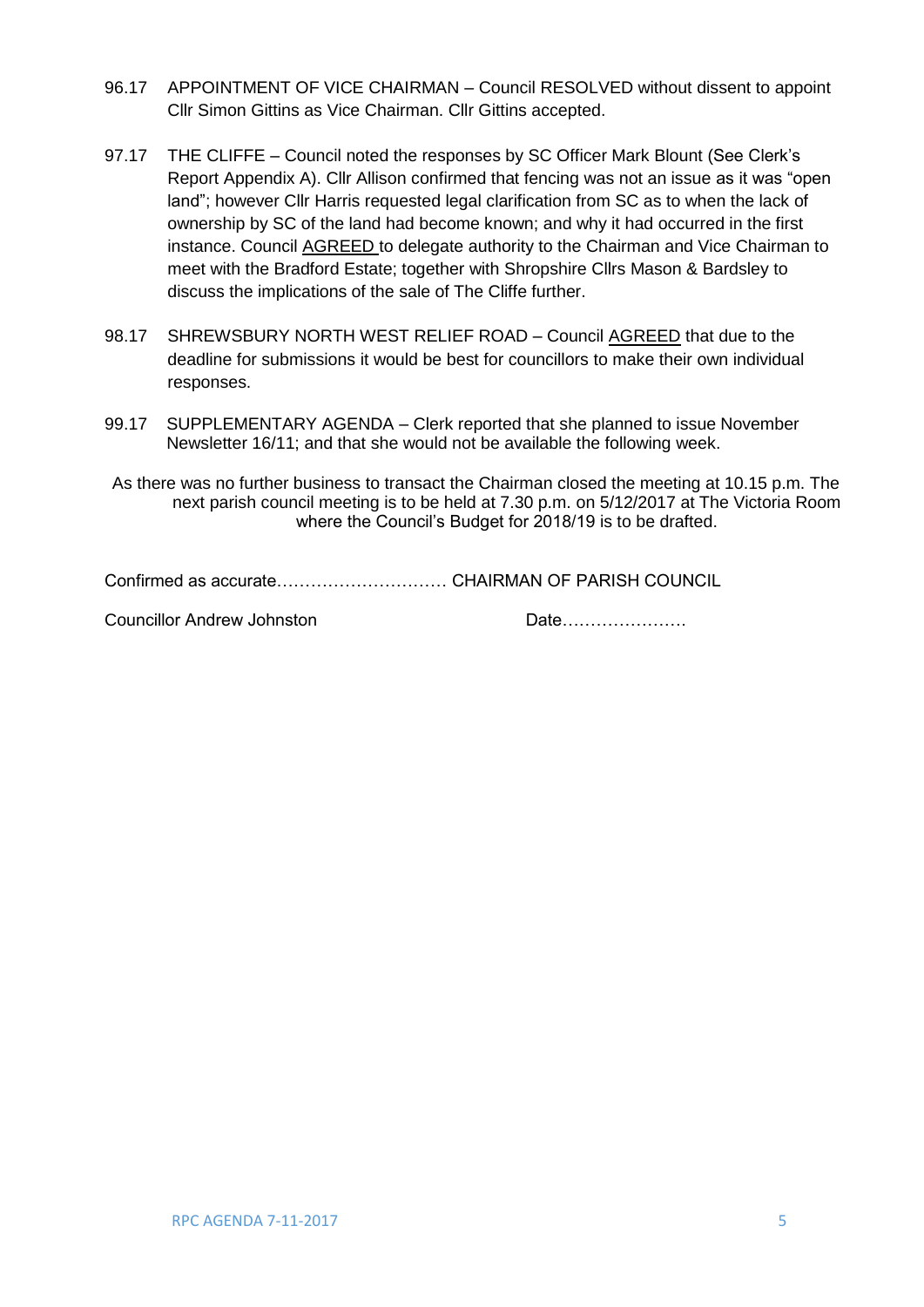96.17 APPOINTMENT OF VICE CHAIRMAN – Council RESOLVED without dissent to appoint Cllr Simon Gittins as Vice Chairman. Cllr Gittins accepted.

97.17 THE CLIFFE – Council noted the responses by SC Officer Mark Blount (See Clerk's Report Appendix A). Cllr Allison confirmed that fencing was not an issue as it was "open land"; however Cllr Harris requested legal clarification from SC as to when the lack of ownership by SC of the land had become known; and why it had occurred in the first instance. Council AGREED to delegate authority to the Chairman and Vice Chairman to meet with the Bradford Estate; together with Shropshire Cllrs Mason & Bardsley to discuss the implications of the sale of The Cliffe further.

98.17 SHREWSBURY NORTH WEST RELIEF ROAD – Council AGREED that due to the deadline for submissions it would be best for councillors to make their own individual responses.

99.17 SUPPLEMENTARY AGENDA – Clerk reported that she planned to issue November Newsletter 16/11; and that she would not be available the following week.

As there was no further business to transact the Chairman closed the meeting at 10.15 p.m. The next parish council meeting is to be held at 7.30 p.m. on 5/12/2017 at The Victoria Room where the Council's Budget for 2018/19 is to be drafted.

Confirmed as accurate………………………… CHAIRMAN OF PARISH COUNCIL

Councillor Andrew Johnston Date………………….